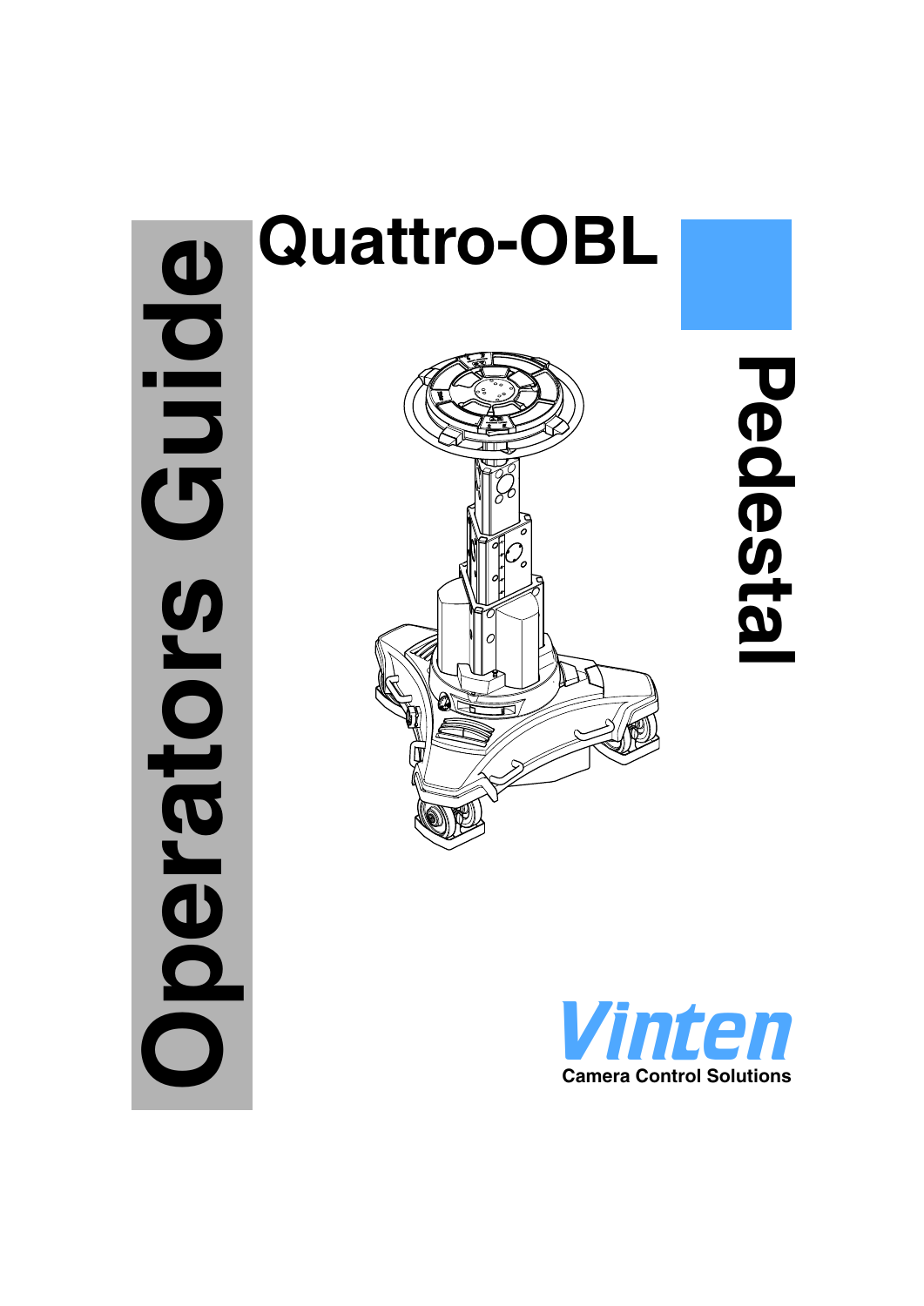# Quattro-OBL

# Pedestal

# Operators Guide

**Vinten**

**Camera Control Solutions**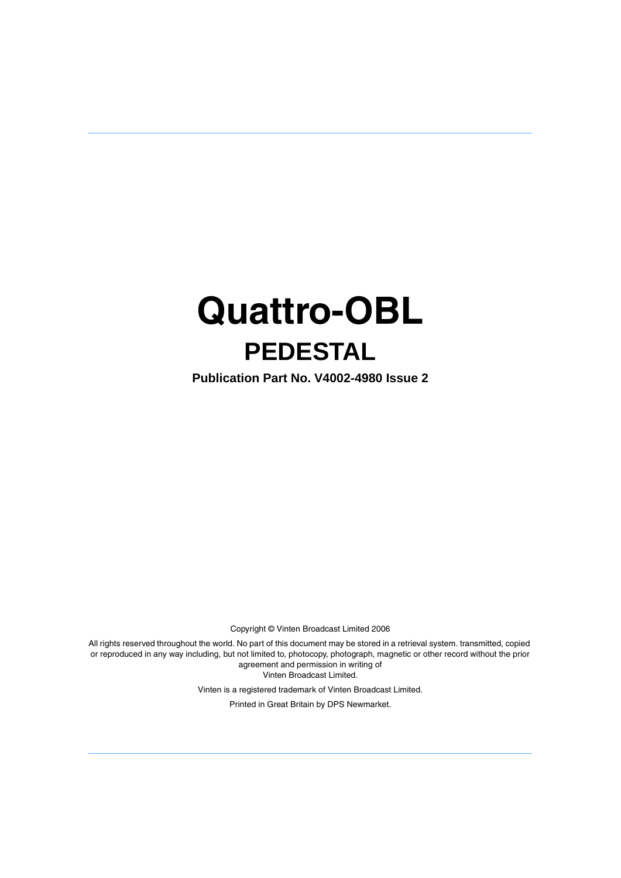# Quattro-OBL

## PEDESTAL

**Publication Part No. V4002-4980 Issue 2**

Copyright © Vinten Broadcast Limited 2006

All rights reserved throughout the world. No part of this document may be stored in a retrieval system. transmitted, copied or reproduced in any way including, but not limited to, photocopy, photograph, magnetic or other record without the prior agreement and permission in writing of Vinten Broadcast Limited.

Vinten is a registered trademark of Vinten Broadcast Limited.

Printed in Great Britain by DPS Newmarket.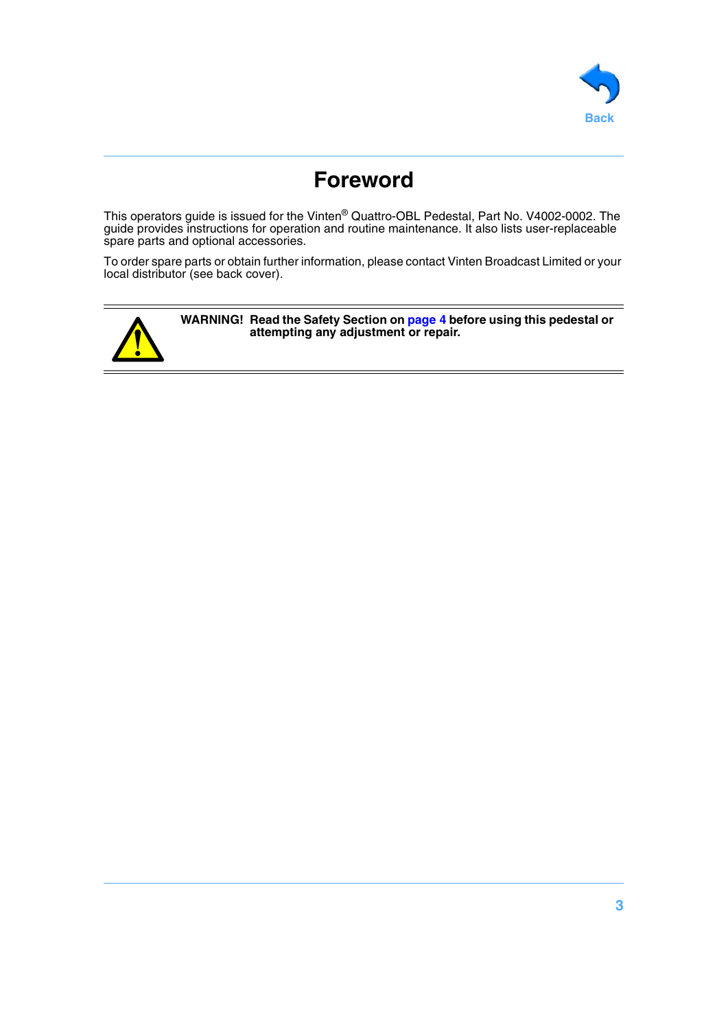# Foreword

This operators guide is issued for the Vinten® Quattro-OBL Pedestal, Part No. V4002-0002. The guide provides instructions for operation and routine maintenance. It also lists user-replaceable spare parts and optional accessories.

To order spare parts or obtain further information, please contact Vinten Broadcast Limited or your local distributor (see back cover).

**WARNING! Read the Safety Section on page 4 before using this pedestal or attempting any adjustment or repair.**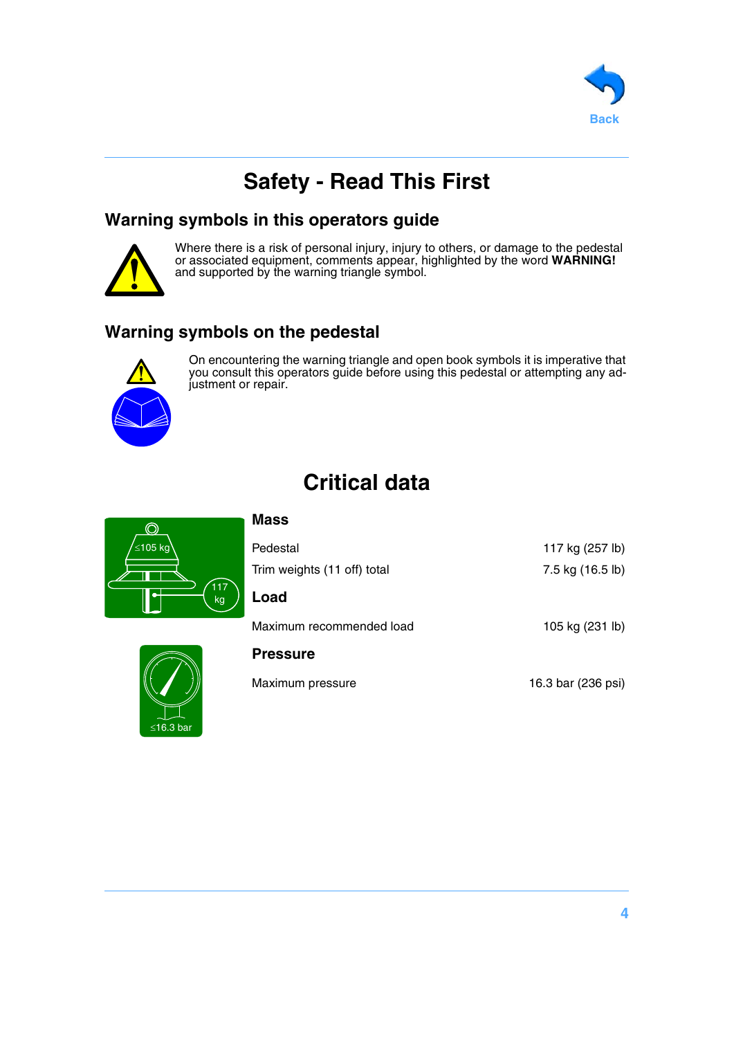# Safety - Read This First

## Warning symbols in this operators guide

Where there is a risk of personal injury, injury to others, or damage to the pedestal or associated equipment, comments appear, highlighted by the word **WARNING!** and supported by the warning triangle symbol.

## Warning symbols on the pedestal

On encountering the warning triangle and open book symbols it is imperative that you consult this operators guide before using this pedestal or attempting any adjustment or repair.

# Critical data

### Mass

| | |
|---|---|
| Pedestal | 117 kg (257 lb) |
| Trim weights (11 off) total | 7.5 kg (16.5 lb) |

### Load

| | |
|---|---|
| Maximum recommended load | 105 kg (231 lb) |

### Pressure

| | |
|---|---|
| Maximum pressure | 16.3 bar (236 psi) |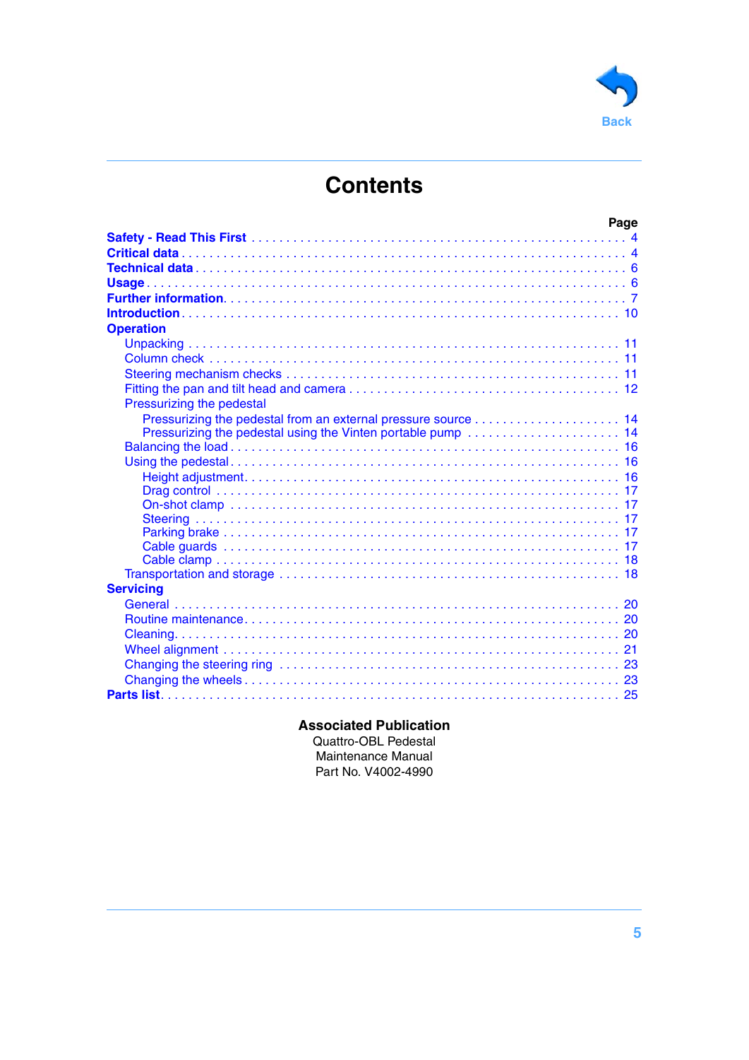# Contents

| | Page |
|---|---|
| **Safety - Read This First** | 4 |
| **Critical data** | 4 |
| **Technical data** | 6 |
| **Usage** | 6 |
| **Further information** | 7 |
| **Introduction** | 10 |
| **Operation** | |
| Unpacking | 11 |
| Column check | 11 |
| Steering mechanism checks | 11 |
| Fitting the pan and tilt head and camera | 12 |
| Pressurizing the pedestal | |
| Pressurizing the pedestal from an external pressure source | 14 |
| Pressurizing the pedestal using the Vinten portable pump | 14 |
| Balancing the load | 16 |
| Using the pedestal | 16 |
| Height adjustment | 16 |
| Drag control | 17 |
| On-shot clamp | 17 |
| Steering | 17 |
| Parking brake | 17 |
| Cable guards | 17 |
| Cable clamp | 18 |
| Transportation and storage | 18 |
| **Servicing** | |
| General | 20 |
| Routine maintenance | 20 |
| Cleaning | 20 |
| Wheel alignment | 21 |
| Changing the steering ring | 23 |
| Changing the wheels | 23 |
| **Parts list** | 25 |

**Associated Publication**

Quattro-OBL Pedestal
Maintenance Manual
Part No. V4002-4990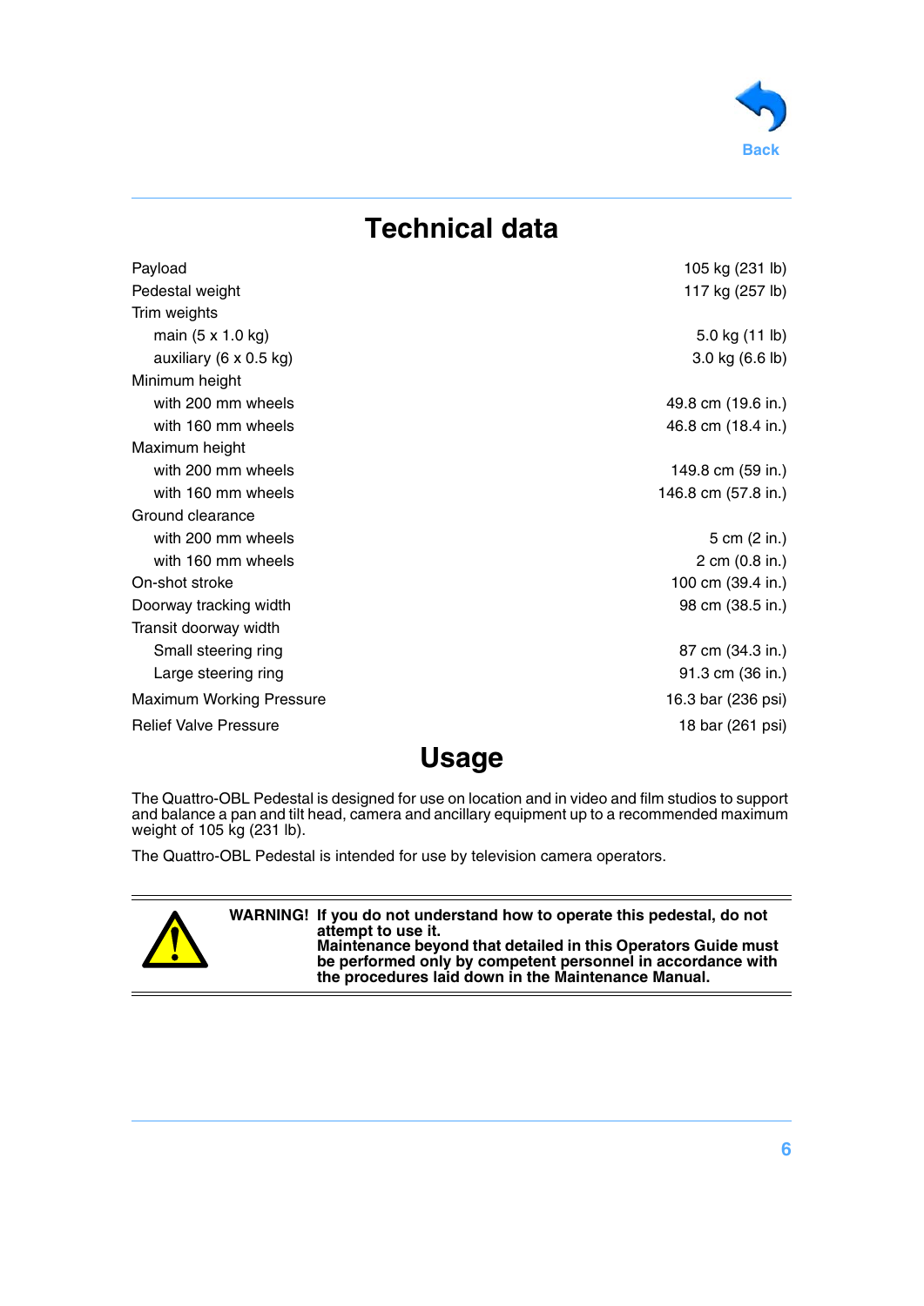# Technical data

| | |
|---|---|
| Payload | 105 kg (231 lb) |
| Pedestal weight | 117 kg (257 lb) |
| Trim weights | |
| main (5 x 1.0 kg) | 5.0 kg (11 lb) |
| auxiliary (6 x 0.5 kg) | 3.0 kg (6.6 lb) |
| Minimum height | |
| with 200 mm wheels | 49.8 cm (19.6 in.) |
| with 160 mm wheels | 46.8 cm (18.4 in.) |
| Maximum height | |
| with 200 mm wheels | 149.8 cm (59 in.) |
| with 160 mm wheels | 146.8 cm (57.8 in.) |
| Ground clearance | |
| with 200 mm wheels | 5 cm (2 in.) |
| with 160 mm wheels | 2 cm (0.8 in.) |
| On-shot stroke | 100 cm (39.4 in.) |
| Doorway tracking width | 98 cm (38.5 in.) |
| Transit doorway width | |
| Small steering ring | 87 cm (34.3 in.) |
| Large steering ring | 91.3 cm (36 in.) |
| Maximum Working Pressure | 16.3 bar (236 psi) |
| Relief Valve Pressure | 18 bar (261 psi) |

# Usage

The Quattro-OBL Pedestal is designed for use on location and in video and film studios to support and balance a pan and tilt head, camera and ancillary equipment up to a recommended maximum weight of 105 kg (231 lb).

The Quattro-OBL Pedestal is intended for use by television camera operators.

**WARNING! If you do not understand how to operate this pedestal, do not attempt to use it.**
**Maintenance beyond that detailed in this Operators Guide must be performed only by competent personnel in accordance with the procedures laid down in the Maintenance Manual.**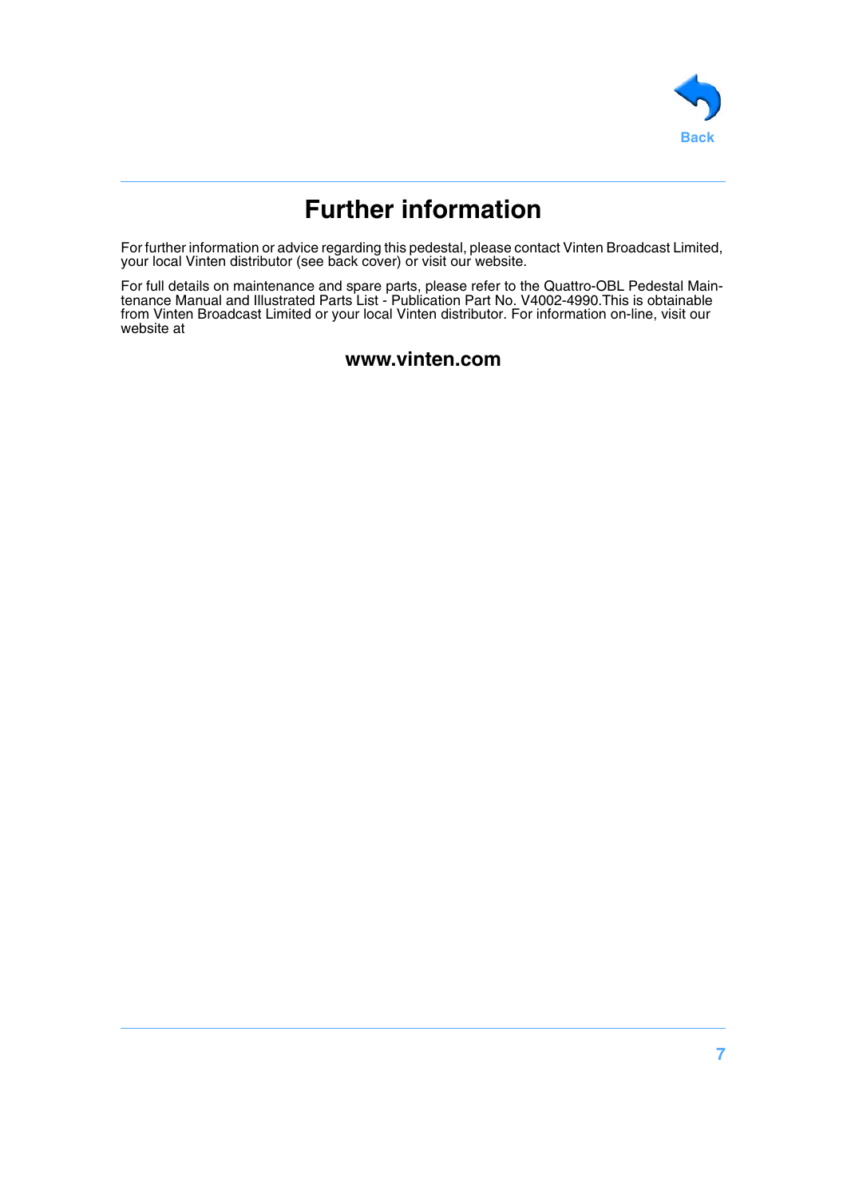# Further information

For further information or advice regarding this pedestal, please contact Vinten Broadcast Limited, your local Vinten distributor (see back cover) or visit our website.

For full details on maintenance and spare parts, please refer to the Quattro-OBL Pedestal Maintenance Manual and Illustrated Parts List - Publication Part No. V4002-4990.This is obtainable from Vinten Broadcast Limited or your local Vinten distributor. For information on-line, visit our website at

**www.vinten.com**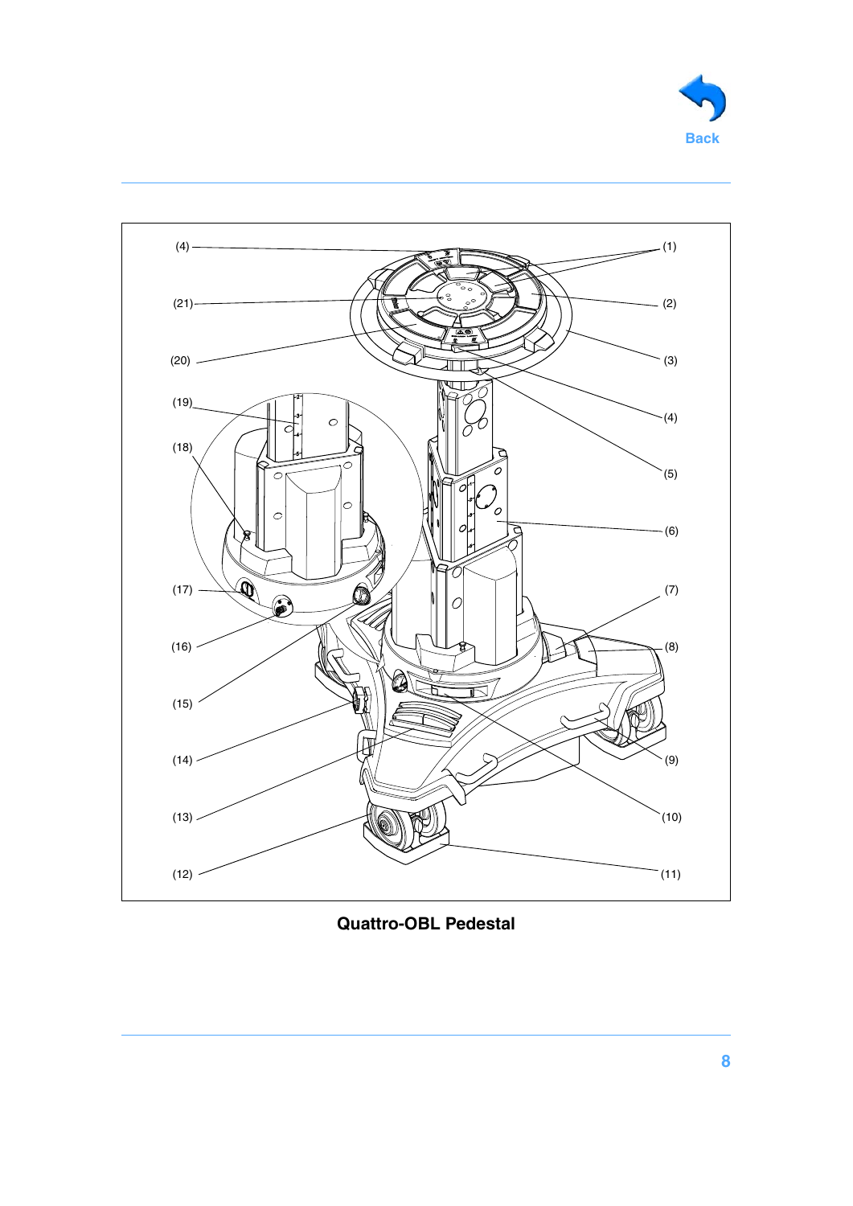(4)

(21)

(20)

(19)

(18)

(17)

(16)

(15)

(14)

(13)

(12)

(1)

(2)

(3)

(4)

(5)

(6)

(7)

(8)

(9)

(10)

(11)

**Quattro-OBL Pedestal**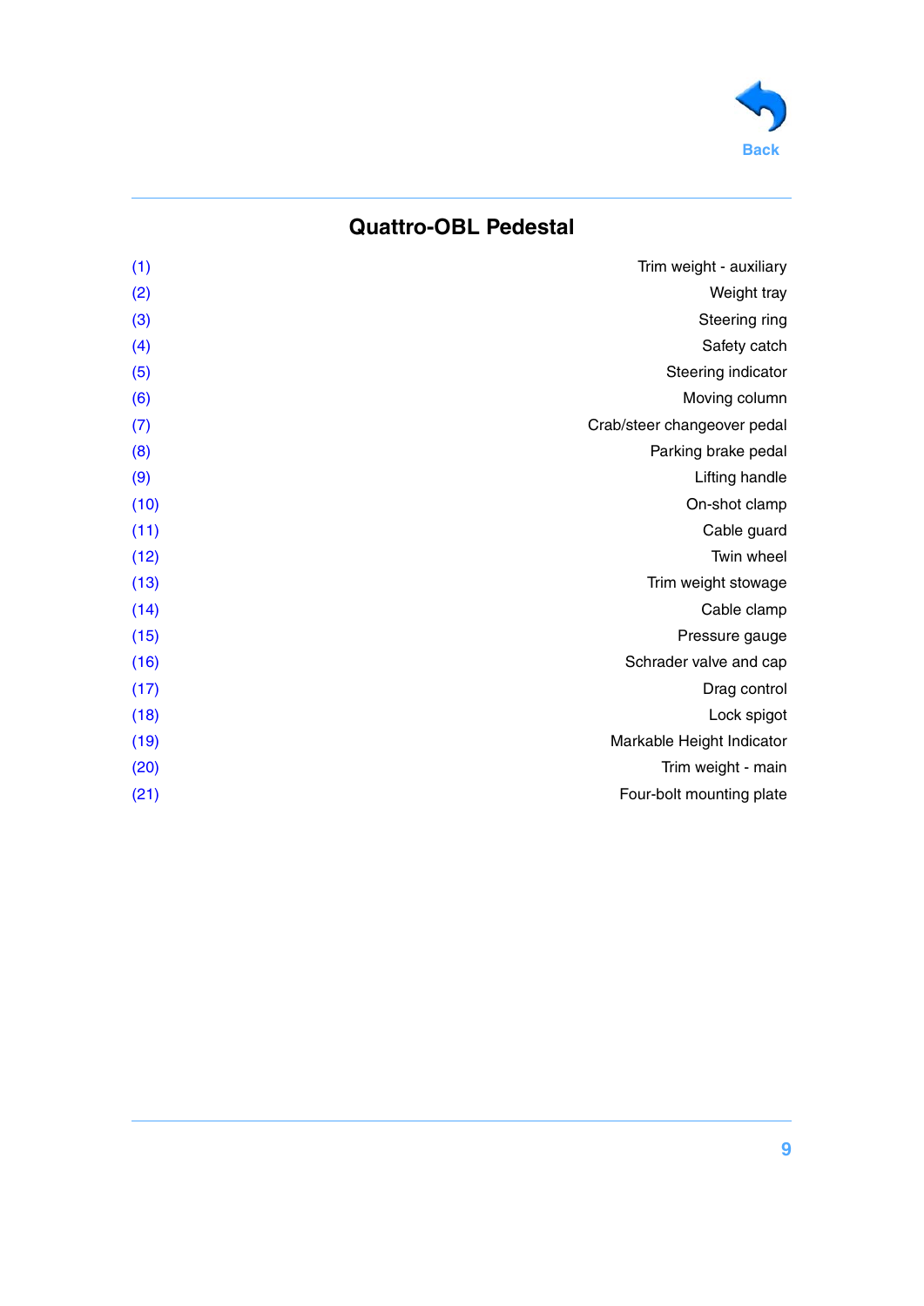## Quattro-OBL Pedestal

| | |
|---|---|
| (1) | Trim weight - auxiliary |
| (2) | Weight tray |
| (3) | Steering ring |
| (4) | Safety catch |
| (5) | Steering indicator |
| (6) | Moving column |
| (7) | Crab/steer changeover pedal |
| (8) | Parking brake pedal |
| (9) | Lifting handle |
| (10) | On-shot clamp |
| (11) | Cable guard |
| (12) | Twin wheel |
| (13) | Trim weight stowage |
| (14) | Cable clamp |
| (15) | Pressure gauge |
| (16) | Schrader valve and cap |
| (17) | Drag control |
| (18) | Lock spigot |
| (19) | Markable Height Indicator |
| (20) | Trim weight - main |
| (21) | Four-bolt mounting plate |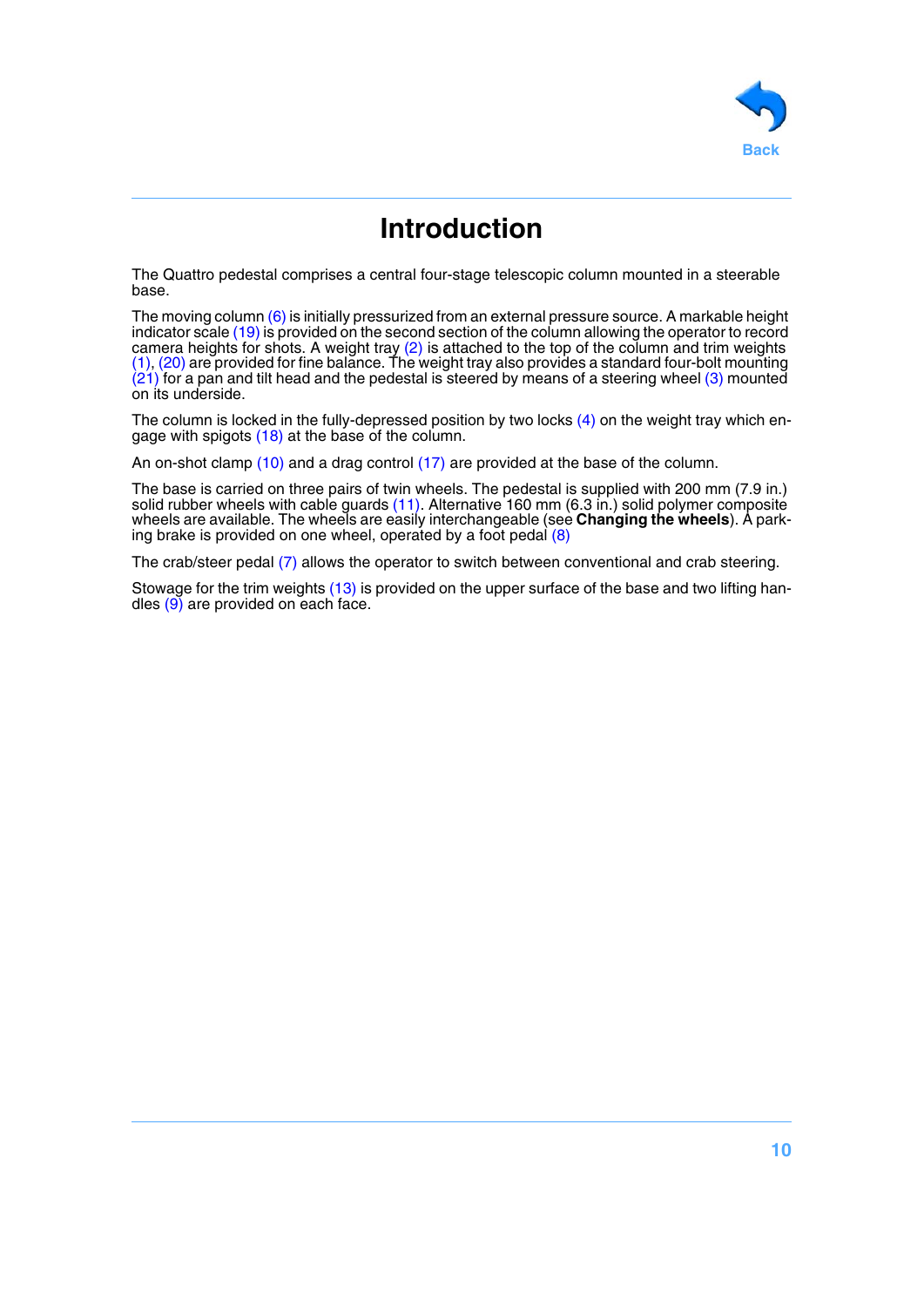# Introduction

The Quattro pedestal comprises a central four-stage telescopic column mounted in a steerable base.

The moving column (6) is initially pressurized from an external pressure source. A markable height indicator scale (19) is provided on the second section of the column allowing the operator to record camera heights for shots. A weight tray (2) is attached to the top of the column and trim weights (1), (20) are provided for fine balance. The weight tray also provides a standard four-bolt mounting (21) for a pan and tilt head and the pedestal is steered by means of a steering wheel (3) mounted on its underside.

The column is locked in the fully-depressed position by two locks (4) on the weight tray which engage with spigots (18) at the base of the column.

An on-shot clamp (10) and a drag control (17) are provided at the base of the column.

The base is carried on three pairs of twin wheels. The pedestal is supplied with 200 mm (7.9 in.) solid rubber wheels with cable guards (11). Alternative 160 mm (6.3 in.) solid polymer composite wheels are available. The wheels are easily interchangeable (see **Changing the wheels**). A parking brake is provided on one wheel, operated by a foot pedal (8)

The crab/steer pedal (7) allows the operator to switch between conventional and crab steering.

Stowage for the trim weights (13) is provided on the upper surface of the base and two lifting handles (9) are provided on each face.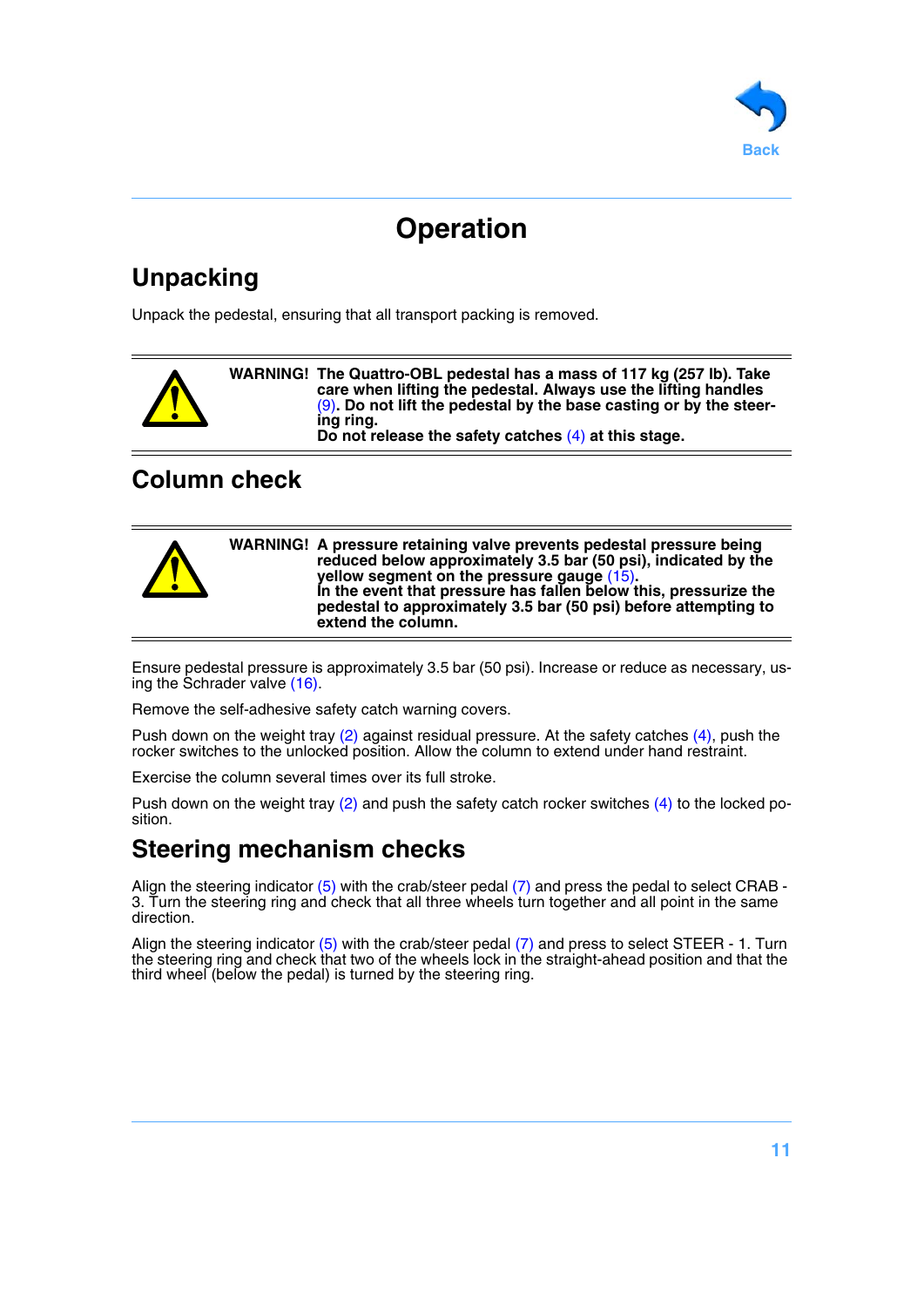# Operation

## Unpacking

Unpack the pedestal, ensuring that all transport packing is removed.

**WARNING! The Quattro-OBL pedestal has a mass of 117 kg (257 lb). Take care when lifting the pedestal. Always use the lifting handles (9). Do not lift the pedestal by the base casting or by the steering ring.**
**Do not release the safety catches (4) at this stage.**

## Column check

**WARNING! A pressure retaining valve prevents pedestal pressure being reduced below approximately 3.5 bar (50 psi), indicated by the yellow segment on the pressure gauge (15).**
**In the event that pressure has fallen below this, pressurize the pedestal to approximately 3.5 bar (50 psi) before attempting to extend the column.**

Ensure pedestal pressure is approximately 3.5 bar (50 psi). Increase or reduce as necessary, using the Schrader valve (16).

Remove the self-adhesive safety catch warning covers.

Push down on the weight tray (2) against residual pressure. At the safety catches (4), push the rocker switches to the unlocked position. Allow the column to extend under hand restraint.

Exercise the column several times over its full stroke.

Push down on the weight tray (2) and push the safety catch rocker switches (4) to the locked position.

## Steering mechanism checks

Align the steering indicator (5) with the crab/steer pedal (7) and press the pedal to select CRAB - 3. Turn the steering ring and check that all three wheels turn together and all point in the same direction.

Align the steering indicator (5) with the crab/steer pedal (7) and press to select STEER - 1. Turn the steering ring and check that two of the wheels lock in the straight-ahead position and that the third wheel (below the pedal) is turned by the steering ring.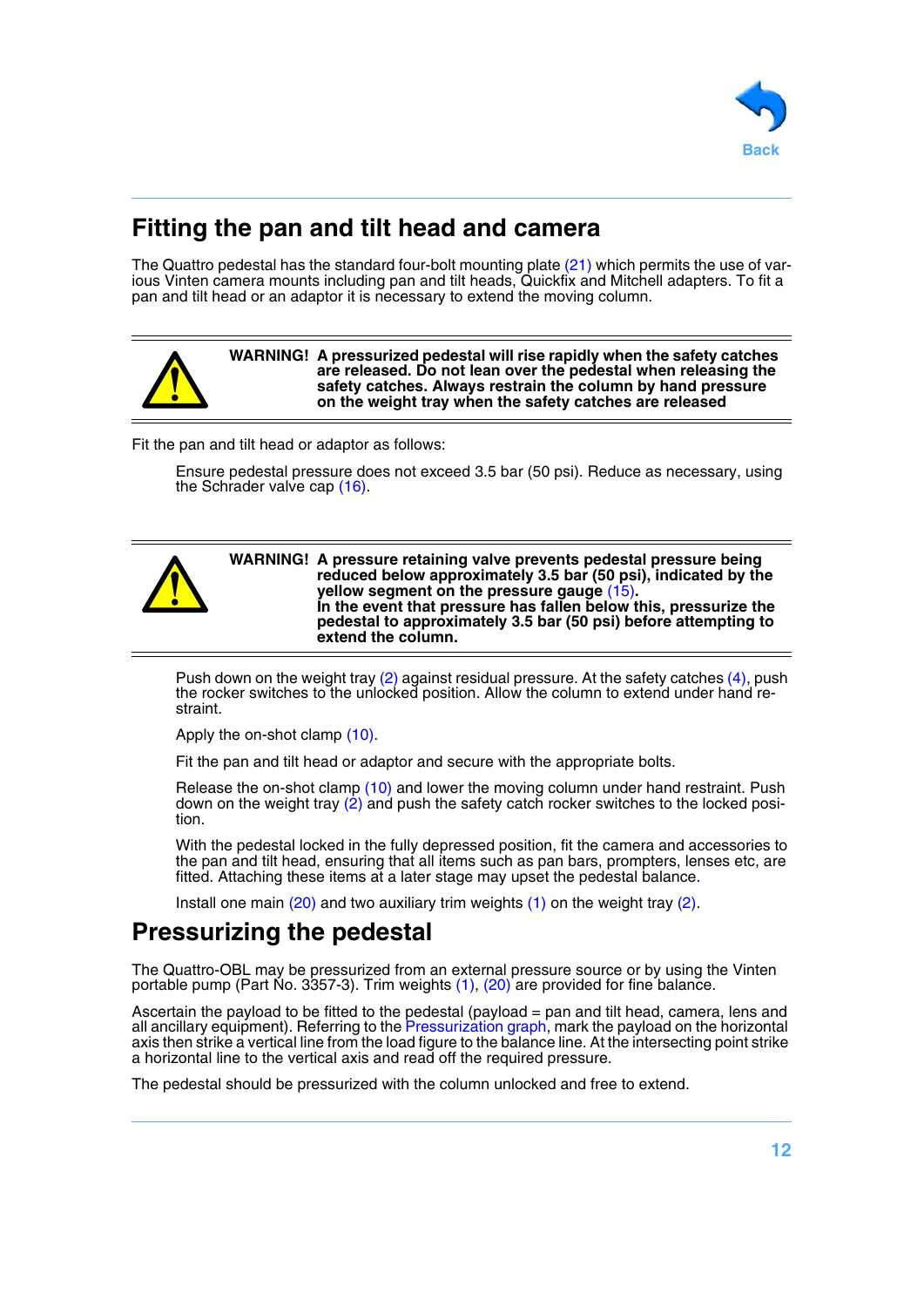## Fitting the pan and tilt head and camera

The Quattro pedestal has the standard four-bolt mounting plate (21) which permits the use of various Vinten camera mounts including pan and tilt heads, Quickfix and Mitchell adapters. To fit a pan and tilt head or an adaptor it is necessary to extend the moving column.

**WARNING! A pressurized pedestal will rise rapidly when the safety catches are released. Do not lean over the pedestal when releasing the safety catches. Always restrain the column by hand pressure on the weight tray when the safety catches are released**

Fit the pan and tilt head or adaptor as follows:

Ensure pedestal pressure does not exceed 3.5 bar (50 psi). Reduce as necessary, using the Schrader valve cap (16).

**WARNING! A pressure retaining valve prevents pedestal pressure being reduced below approximately 3.5 bar (50 psi), indicated by the yellow segment on the pressure gauge (15).**
**In the event that pressure has fallen below this, pressurize the pedestal to approximately 3.5 bar (50 psi) before attempting to extend the column.**

Push down on the weight tray (2) against residual pressure. At the safety catches (4), push the rocker switches to the unlocked position. Allow the column to extend under hand restraint.

Apply the on-shot clamp (10).

Fit the pan and tilt head or adaptor and secure with the appropriate bolts.

Release the on-shot clamp (10) and lower the moving column under hand restraint. Push down on the weight tray (2) and push the safety catch rocker switches to the locked position.

With the pedestal locked in the fully depressed position, fit the camera and accessories to the pan and tilt head, ensuring that all items such as pan bars, prompters, lenses etc, are fitted. Attaching these items at a later stage may upset the pedestal balance.

Install one main (20) and two auxiliary trim weights (1) on the weight tray (2).

## Pressurizing the pedestal

The Quattro-OBL may be pressurized from an external pressure source or by using the Vinten portable pump (Part No. 3357-3). Trim weights (1), (20) are provided for fine balance.

Ascertain the payload to be fitted to the pedestal (payload = pan and tilt head, camera, lens and all ancillary equipment). Referring to the Pressurization graph, mark the payload on the horizontal axis then strike a vertical line from the load figure to the balance line. At the intersecting point strike a horizontal line to the vertical axis and read off the required pressure.

The pedestal should be pressurized with the column unlocked and free to extend.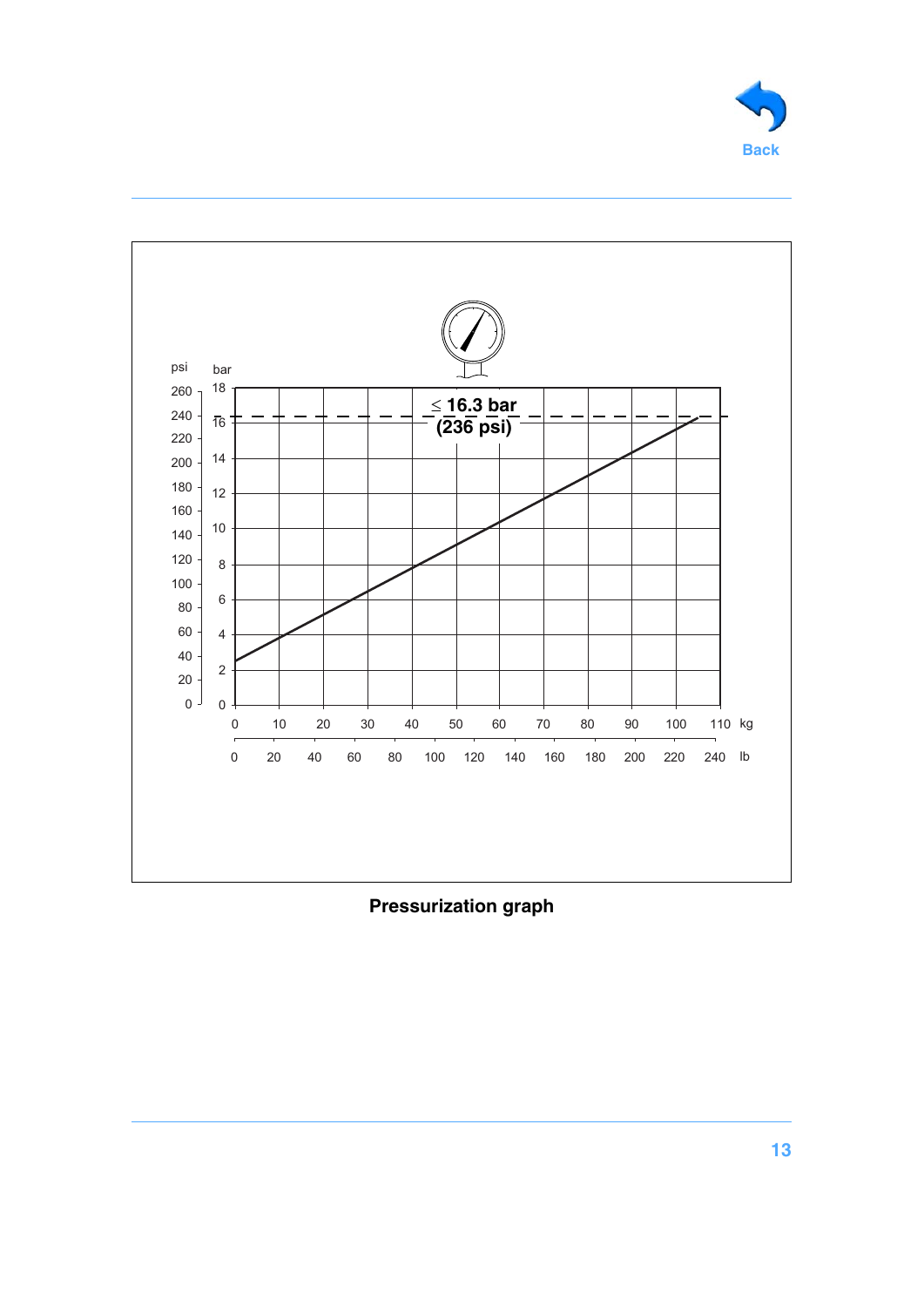psi bar

≤ 16.3 bar
(236 psi)

kg

lb

**Pressurization graph**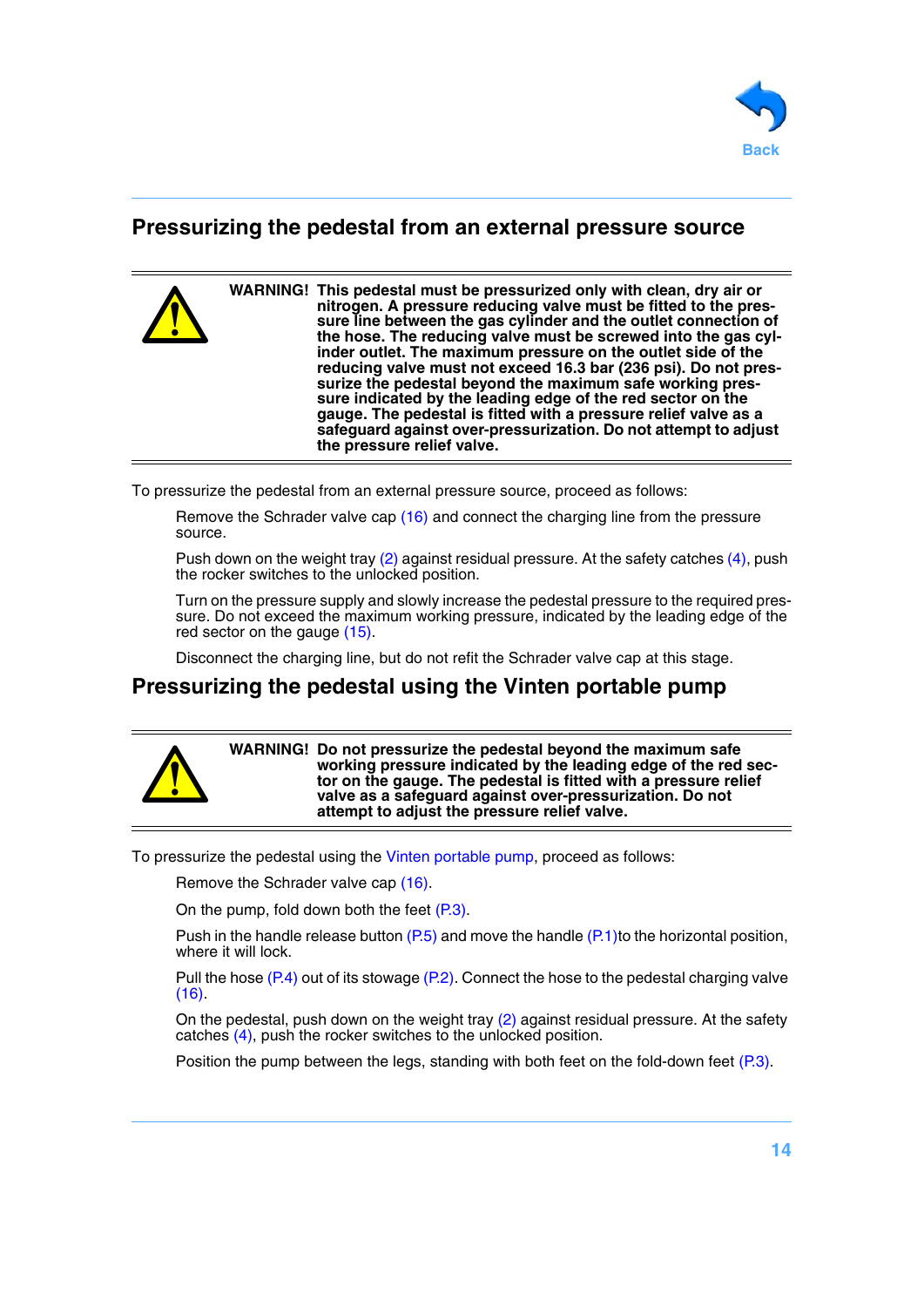## Pressurizing the pedestal from an external pressure source

**WARNING! This pedestal must be pressurized only with clean, dry air or nitrogen. A pressure reducing valve must be fitted to the pressure line between the gas cylinder and the outlet connection of the hose. The reducing valve must be screwed into the gas cylinder outlet. The maximum pressure on the outlet side of the reducing valve must not exceed 16.3 bar (236 psi). Do not pressurize the pedestal beyond the maximum safe working pressure indicated by the leading edge of the red sector on the gauge. The pedestal is fitted with a pressure relief valve as a safeguard against over-pressurization. Do not attempt to adjust the pressure relief valve.**

To pressurize the pedestal from an external pressure source, proceed as follows:

Remove the Schrader valve cap (16) and connect the charging line from the pressure source.

Push down on the weight tray (2) against residual pressure. At the safety catches (4), push the rocker switches to the unlocked position.

Turn on the pressure supply and slowly increase the pedestal pressure to the required pressure. Do not exceed the maximum working pressure, indicated by the leading edge of the red sector on the gauge (15).

Disconnect the charging line, but do not refit the Schrader valve cap at this stage.

## Pressurizing the pedestal using the Vinten portable pump

**WARNING! Do not pressurize the pedestal beyond the maximum safe working pressure indicated by the leading edge of the red sector on the gauge. The pedestal is fitted with a pressure relief valve as a safeguard against over-pressurization. Do not attempt to adjust the pressure relief valve.**

To pressurize the pedestal using the Vinten portable pump, proceed as follows:

Remove the Schrader valve cap (16).

On the pump, fold down both the feet (P.3).

Push in the handle release button (P.5) and move the handle (P.1)to the horizontal position, where it will lock.

Pull the hose (P.4) out of its stowage (P.2). Connect the hose to the pedestal charging valve (16).

On the pedestal, push down on the weight tray (2) against residual pressure. At the safety catches (4), push the rocker switches to the unlocked position.

Position the pump between the legs, standing with both feet on the fold-down feet (P.3).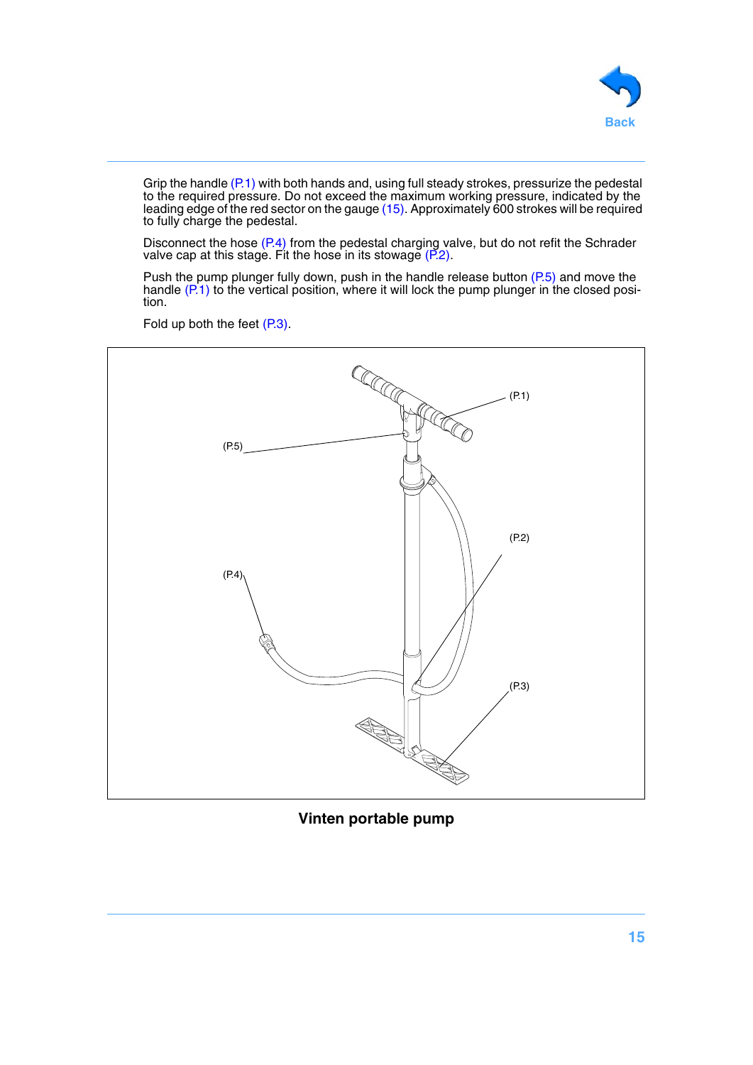Grip the handle (P.1) with both hands and, using full steady strokes, pressurize the pedestal to the required pressure. Do not exceed the maximum working pressure, indicated by the leading edge of the red sector on the gauge (15). Approximately 600 strokes will be required to fully charge the pedestal.

Disconnect the hose (P.4) from the pedestal charging valve, but do not refit the Schrader valve cap at this stage. Fit the hose in its stowage (P.2).

Push the pump plunger fully down, push in the handle release button (P.5) and move the handle (P.1) to the vertical position, where it will lock the pump plunger in the closed position.

Fold up both the feet (P.3).

(P.1)

(P.5)

(P.2)

(P.4)

(P.3)

**Vinten portable pump**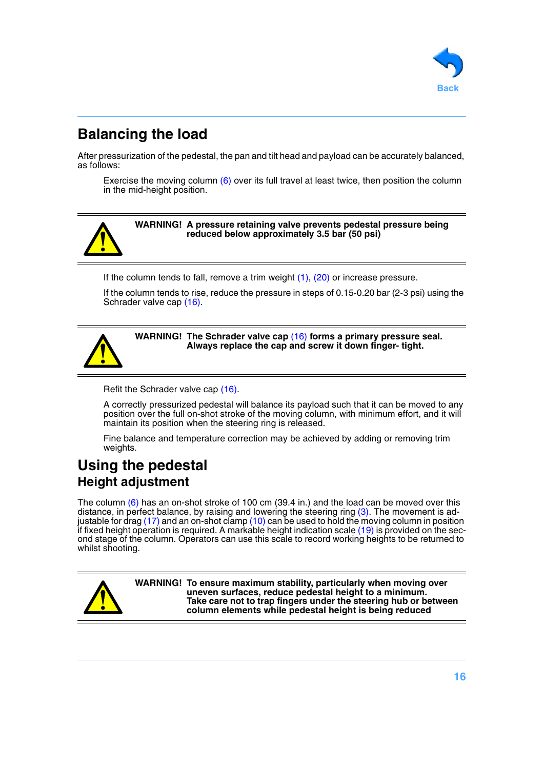## Balancing the load

After pressurization of the pedestal, the pan and tilt head and payload can be accurately balanced, as follows:

Exercise the moving column (6) over its full travel at least twice, then position the column in the mid-height position.

---

**WARNING! A pressure retaining valve prevents pedestal pressure being reduced below approximately 3.5 bar (50 psi)**

---

If the column tends to fall, remove a trim weight (1), (20) or increase pressure.

If the column tends to rise, reduce the pressure in steps of 0.15-0.20 bar (2-3 psi) using the Schrader valve cap (16).

---

**WARNING! The Schrader valve cap (16) forms a primary pressure seal. Always replace the cap and screw it down finger- tight.**

---

Refit the Schrader valve cap (16).

A correctly pressurized pedestal will balance its payload such that it can be moved to any position over the full on-shot stroke of the moving column, with minimum effort, and it will maintain its position when the steering ring is released.

Fine balance and temperature correction may be achieved by adding or removing trim weights.

## Using the pedestal

### Height adjustment

The column (6) has an on-shot stroke of 100 cm (39.4 in.) and the load can be moved over this distance, in perfect balance, by raising and lowering the steering ring (3). The movement is adjustable for drag (17) and an on-shot clamp (10) can be used to hold the moving column in position if fixed height operation is required. A markable height indication scale (19) is provided on the second stage of the column. Operators can use this scale to record working heights to be returned to whilst shooting.

---

**WARNING! To ensure maximum stability, particularly when moving over uneven surfaces, reduce pedestal height to a minimum.**
**Take care not to trap fingers under the steering hub or between column elements while pedestal height is being reduced**

---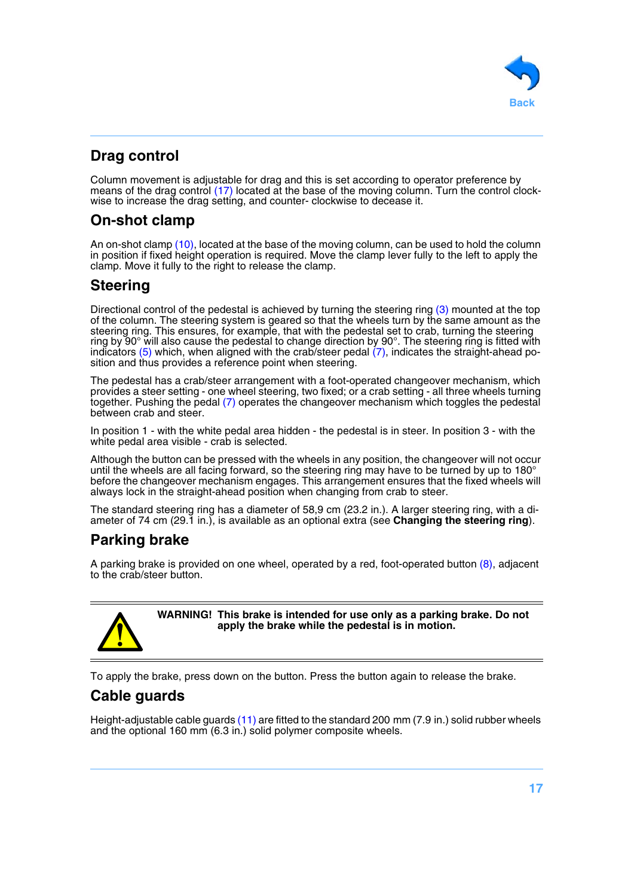## Drag control

Column movement is adjustable for drag and this is set according to operator preference by means of the drag control (17) located at the base of the moving column. Turn the control clockwise to increase the drag setting, and counter- clockwise to decease it.

## On-shot clamp

An on-shot clamp (10), located at the base of the moving column, can be used to hold the column in position if fixed height operation is required. Move the clamp lever fully to the left to apply the clamp. Move it fully to the right to release the clamp.

## Steering

Directional control of the pedestal is achieved by turning the steering ring (3) mounted at the top of the column. The steering system is geared so that the wheels turn by the same amount as the steering ring. This ensures, for example, that with the pedestal set to crab, turning the steering ring by 90° will also cause the pedestal to change direction by 90°. The steering ring is fitted with indicators (5) which, when aligned with the crab/steer pedal (7), indicates the straight-ahead position and thus provides a reference point when steering.

The pedestal has a crab/steer arrangement with a foot-operated changeover mechanism, which provides a steer setting - one wheel steering, two fixed; or a crab setting - all three wheels turning together. Pushing the pedal (7) operates the changeover mechanism which toggles the pedestal between crab and steer.

In position 1 - with the white pedal area hidden - the pedestal is in steer. In position 3 - with the white pedal area visible - crab is selected.

Although the button can be pressed with the wheels in any position, the changeover will not occur until the wheels are all facing forward, so the steering ring may have to be turned by up to 180° before the changeover mechanism engages. This arrangement ensures that the fixed wheels will always lock in the straight-ahead position when changing from crab to steer.

The standard steering ring has a diameter of 58,9 cm (23.2 in.). A larger steering ring, with a diameter of 74 cm (29.1 in.), is available as an optional extra (see **Changing the steering ring**).

## Parking brake

A parking brake is provided on one wheel, operated by a red, foot-operated button (8), adjacent to the crab/steer button.

**WARNING! This brake is intended for use only as a parking brake. Do not apply the brake while the pedestal is in motion.**

To apply the brake, press down on the button. Press the button again to release the brake.

## Cable guards

Height-adjustable cable guards (11) are fitted to the standard 200 mm (7.9 in.) solid rubber wheels and the optional 160 mm (6.3 in.) solid polymer composite wheels.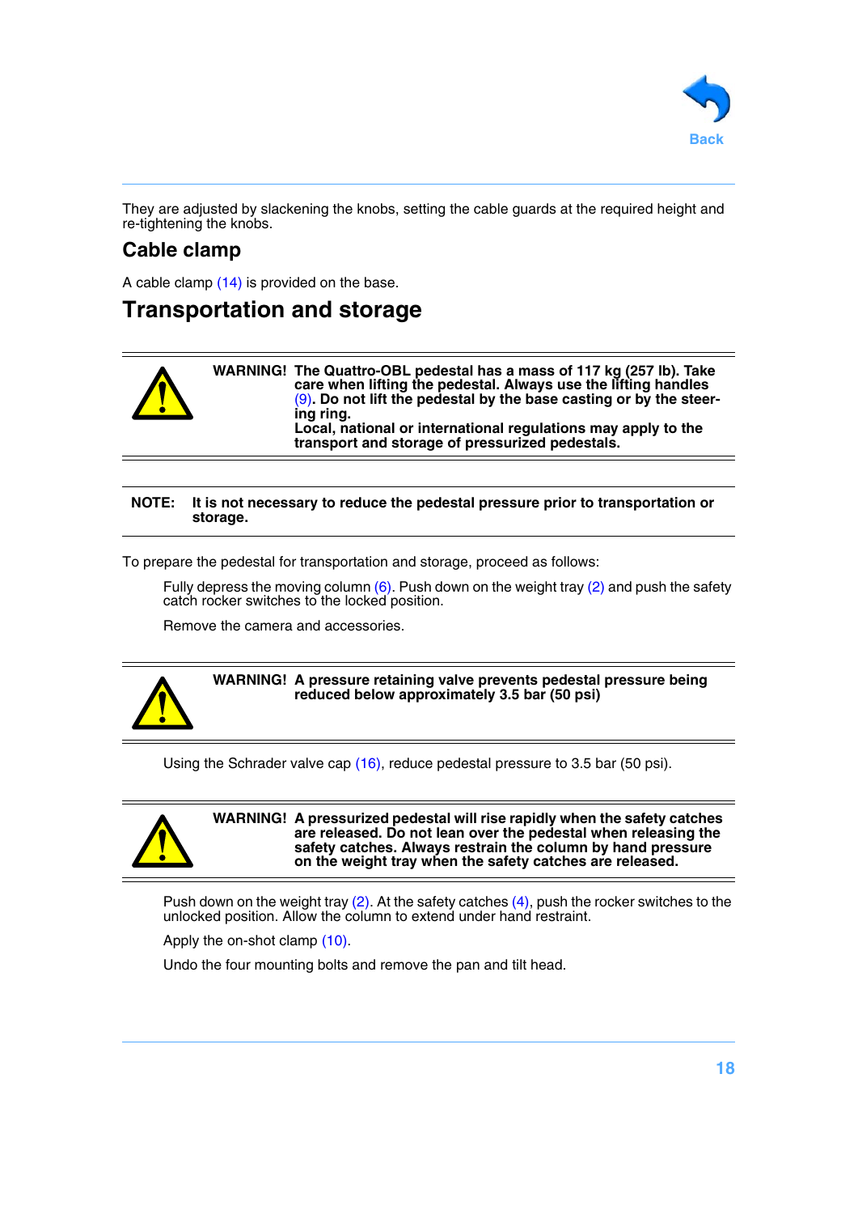They are adjusted by slackening the knobs, setting the cable guards at the required height and re-tightening the knobs.

## Cable clamp

A cable clamp (14) is provided on the base.

# Transportation and storage

**WARNING! The Quattro-OBL pedestal has a mass of 117 kg (257 lb). Take care when lifting the pedestal. Always use the lifting handles (9). Do not lift the pedestal by the base casting or by the steering ring.**
**Local, national or international regulations may apply to the transport and storage of pressurized pedestals.**

**NOTE: It is not necessary to reduce the pedestal pressure prior to transportation or storage.**

To prepare the pedestal for transportation and storage, proceed as follows:

Fully depress the moving column (6). Push down on the weight tray (2) and push the safety catch rocker switches to the locked position.

Remove the camera and accessories.

**WARNING! A pressure retaining valve prevents pedestal pressure being reduced below approximately 3.5 bar (50 psi)**

Using the Schrader valve cap (16), reduce pedestal pressure to 3.5 bar (50 psi).

**WARNING! A pressurized pedestal will rise rapidly when the safety catches are released. Do not lean over the pedestal when releasing the safety catches. Always restrain the column by hand pressure on the weight tray when the safety catches are released.**

Push down on the weight tray (2). At the safety catches (4), push the rocker switches to the unlocked position. Allow the column to extend under hand restraint.

Apply the on-shot clamp (10).

Undo the four mounting bolts and remove the pan and tilt head.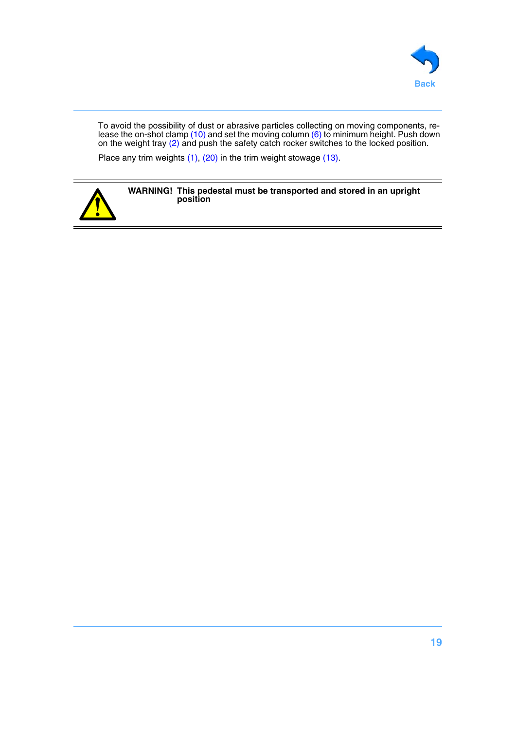To avoid the possibility of dust or abrasive particles collecting on moving components, release the on-shot clamp (10) and set the moving column (6) to minimum height. Push down on the weight tray (2) and push the safety catch rocker switches to the locked position.

Place any trim weights (1), (20) in the trim weight stowage (13).

**WARNING! This pedestal must be transported and stored in an upright position**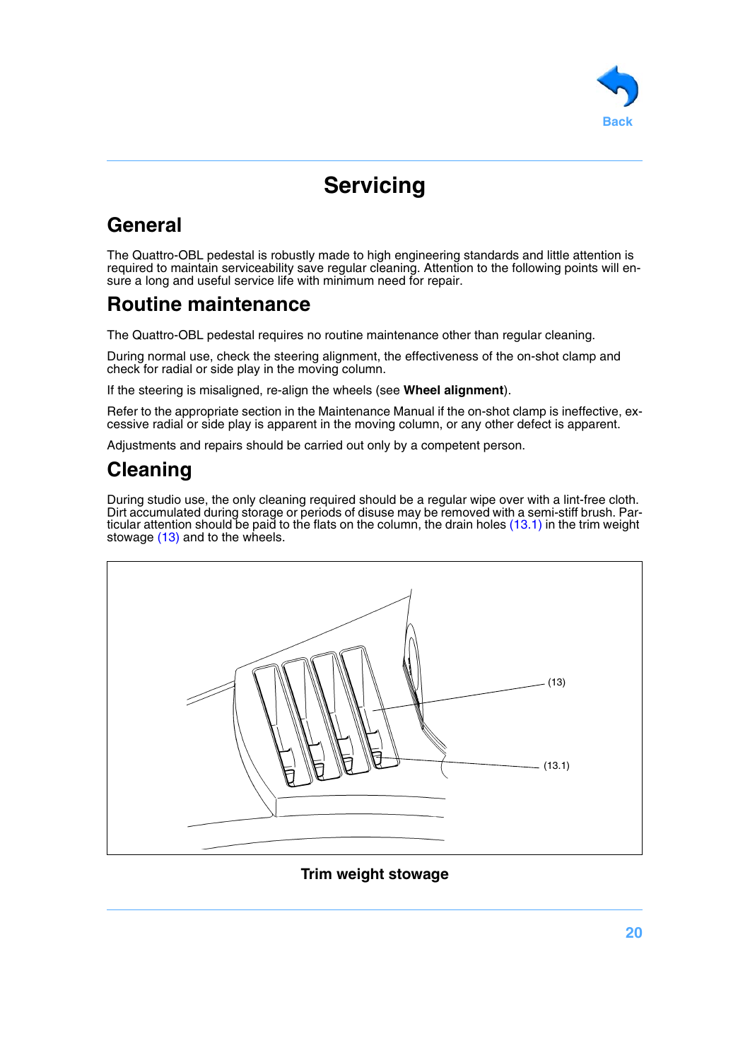# Servicing

## General

The Quattro-OBL pedestal is robustly made to high engineering standards and little attention is required to maintain serviceability save regular cleaning. Attention to the following points will ensure a long and useful service life with minimum need for repair.

## Routine maintenance

The Quattro-OBL pedestal requires no routine maintenance other than regular cleaning.

During normal use, check the steering alignment, the effectiveness of the on-shot clamp and check for radial or side play in the moving column.

If the steering is misaligned, re-align the wheels (see **Wheel alignment**).

Refer to the appropriate section in the Maintenance Manual if the on-shot clamp is ineffective, excessive radial or side play is apparent in the moving column, or any other defect is apparent.

Adjustments and repairs should be carried out only by a competent person.

## Cleaning

During studio use, the only cleaning required should be a regular wipe over with a lint-free cloth. Dirt accumulated during storage or periods of disuse may be removed with a semi-stiff brush. Particular attention should be paid to the flats on the column, the drain holes (13.1) in the trim weight stowage (13) and to the wheels.

(13)

(13.1)

**Trim weight stowage**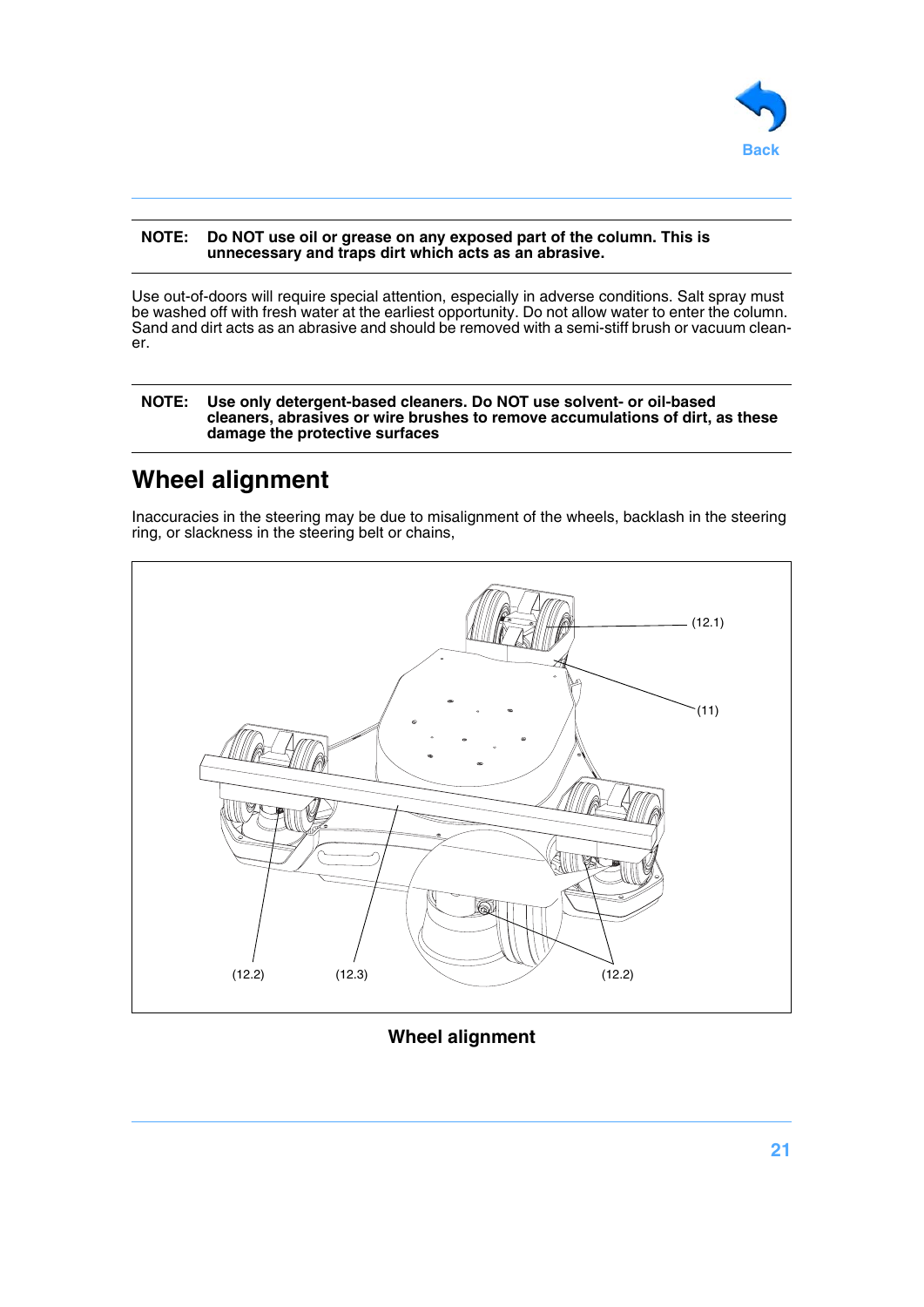**NOTE: Do NOT use oil or grease on any exposed part of the column. This is unnecessary and traps dirt which acts as an abrasive.**

Use out-of-doors will require special attention, especially in adverse conditions. Salt spray must be washed off with fresh water at the earliest opportunity. Do not allow water to enter the column. Sand and dirt acts as an abrasive and should be removed with a semi-stiff brush or vacuum cleaner.

**NOTE: Use only detergent-based cleaners. Do NOT use solvent- or oil-based cleaners, abrasives or wire brushes to remove accumulations of dirt, as these damage the protective surfaces**

## Wheel alignment

Inaccuracies in the steering may be due to misalignment of the wheels, backlash in the steering ring, or slackness in the steering belt or chains,

(12.1)

(11)

(12.2) (12.3) (12.2)

**Wheel alignment**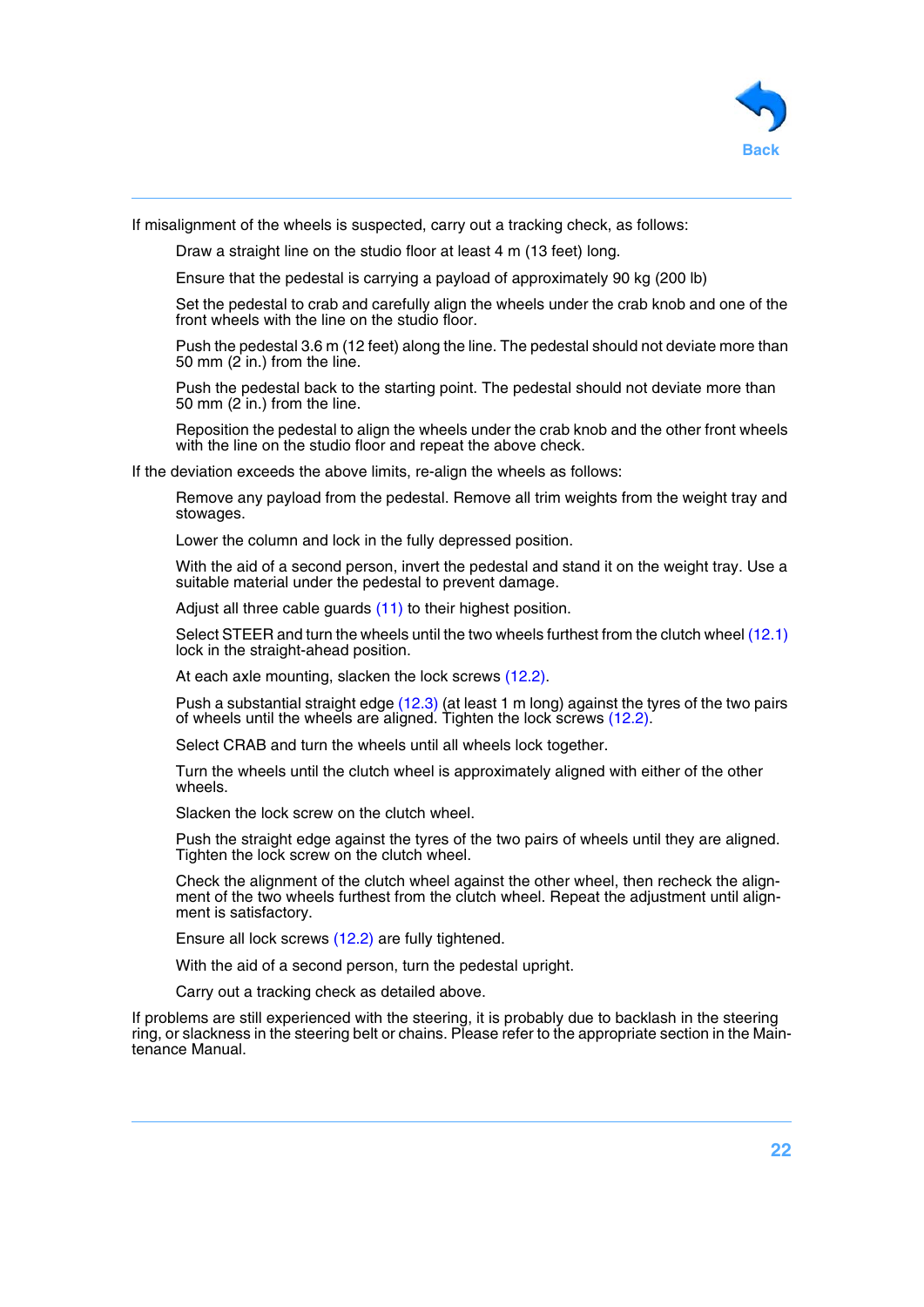If misalignment of the wheels is suspected, carry out a tracking check, as follows:

Draw a straight line on the studio floor at least 4 m (13 feet) long.

Ensure that the pedestal is carrying a payload of approximately 90 kg (200 lb)

Set the pedestal to crab and carefully align the wheels under the crab knob and one of the front wheels with the line on the studio floor.

Push the pedestal 3.6 m (12 feet) along the line. The pedestal should not deviate more than 50 mm (2 in.) from the line.

Push the pedestal back to the starting point. The pedestal should not deviate more than 50 mm (2 in.) from the line.

Reposition the pedestal to align the wheels under the crab knob and the other front wheels with the line on the studio floor and repeat the above check.

If the deviation exceeds the above limits, re-align the wheels as follows:

Remove any payload from the pedestal. Remove all trim weights from the weight tray and stowages.

Lower the column and lock in the fully depressed position.

With the aid of a second person, invert the pedestal and stand it on the weight tray. Use a suitable material under the pedestal to prevent damage.

Adjust all three cable guards (11) to their highest position.

Select STEER and turn the wheels until the two wheels furthest from the clutch wheel (12.1) lock in the straight-ahead position.

At each axle mounting, slacken the lock screws (12.2).

Push a substantial straight edge (12.3) (at least 1 m long) against the tyres of the two pairs of wheels until the wheels are aligned. Tighten the lock screws (12.2).

Select CRAB and turn the wheels until all wheels lock together.

Turn the wheels until the clutch wheel is approximately aligned with either of the other wheels.

Slacken the lock screw on the clutch wheel.

Push the straight edge against the tyres of the two pairs of wheels until they are aligned. Tighten the lock screw on the clutch wheel.

Check the alignment of the clutch wheel against the other wheel, then recheck the alignment of the two wheels furthest from the clutch wheel. Repeat the adjustment until alignment is satisfactory.

Ensure all lock screws (12.2) are fully tightened.

With the aid of a second person, turn the pedestal upright.

Carry out a tracking check as detailed above.

If problems are still experienced with the steering, it is probably due to backlash in the steering ring, or slackness in the steering belt or chains. Please refer to the appropriate section in the Maintenance Manual.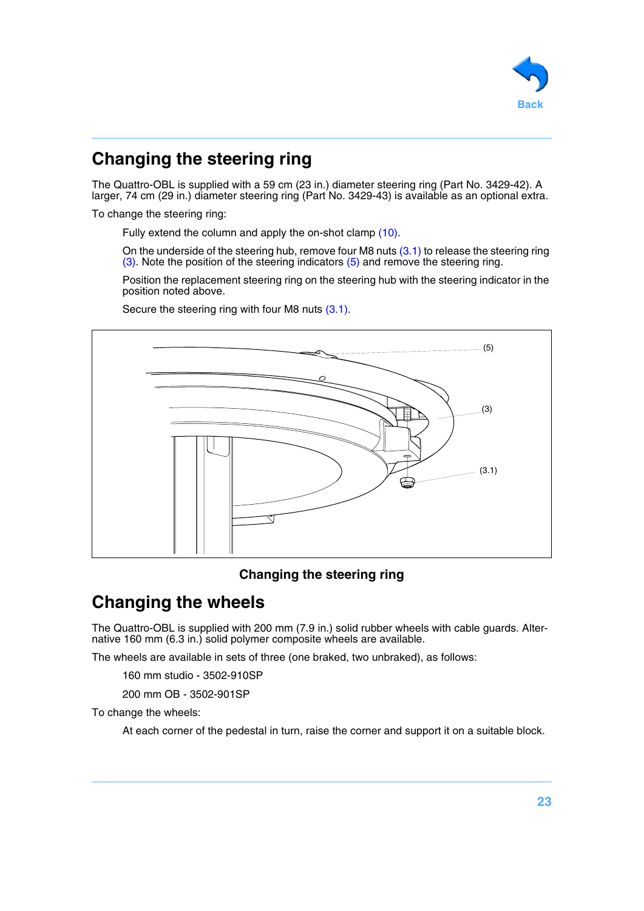## Changing the steering ring

The Quattro-OBL is supplied with a 59 cm (23 in.) diameter steering ring (Part No. 3429-42). A larger, 74 cm (29 in.) diameter steering ring (Part No. 3429-43) is available as an optional extra.

To change the steering ring:

Fully extend the column and apply the on-shot clamp (10).

On the underside of the steering hub, remove four M8 nuts (3.1) to release the steering ring (3). Note the position of the steering indicators (5) and remove the steering ring.

Position the replacement steering ring on the steering hub with the steering indicator in the position noted above.

Secure the steering ring with four M8 nuts (3.1).

(5)

(3)

(3.1)

**Changing the steering ring**

## Changing the wheels

The Quattro-OBL is supplied with 200 mm (7.9 in.) solid rubber wheels with cable guards. Alternative 160 mm (6.3 in.) solid polymer composite wheels are available.

The wheels are available in sets of three (one braked, two unbraked), as follows:

160 mm studio - 3502-910SP

200 mm OB - 3502-901SP

To change the wheels:

At each corner of the pedestal in turn, raise the corner and support it on a suitable block.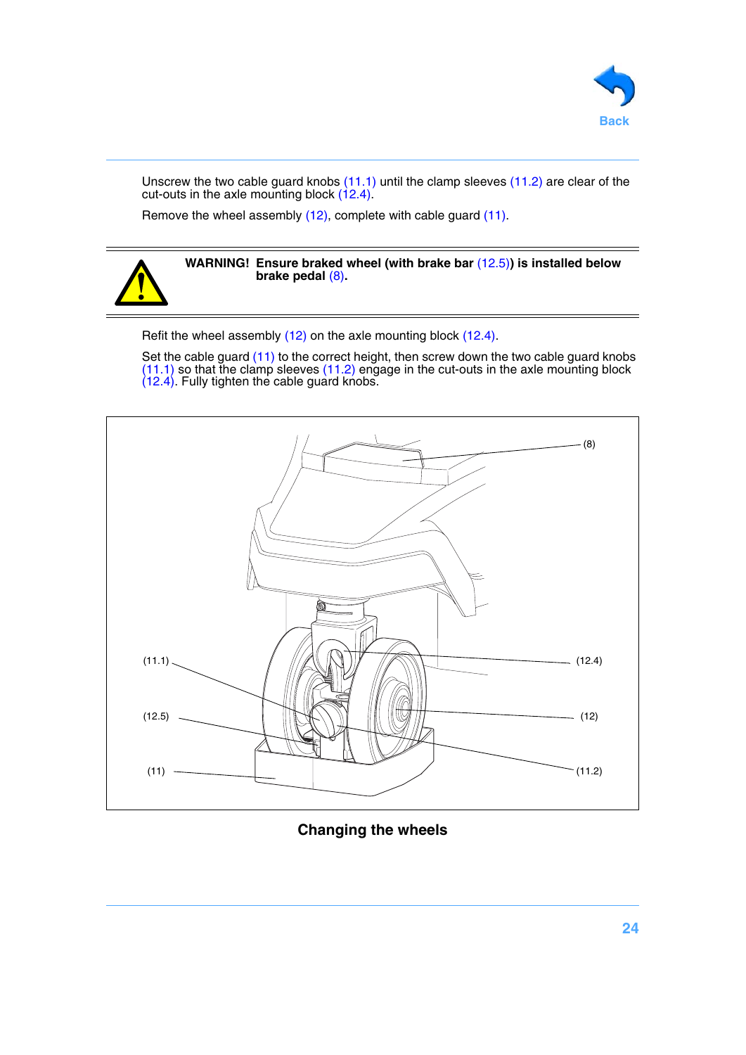Unscrew the two cable guard knobs (11.1) until the clamp sleeves (11.2) are clear of the cut-outs in the axle mounting block (12.4).

Remove the wheel assembly (12), complete with cable guard (11).

**WARNING! Ensure braked wheel (with brake bar (12.5)) is installed below brake pedal (8).**

Refit the wheel assembly (12) on the axle mounting block (12.4).

Set the cable guard (11) to the correct height, then screw down the two cable guard knobs (11.1) so that the clamp sleeves (11.2) engage in the cut-outs in the axle mounting block (12.4). Fully tighten the cable guard knobs.

**Changing the wheels**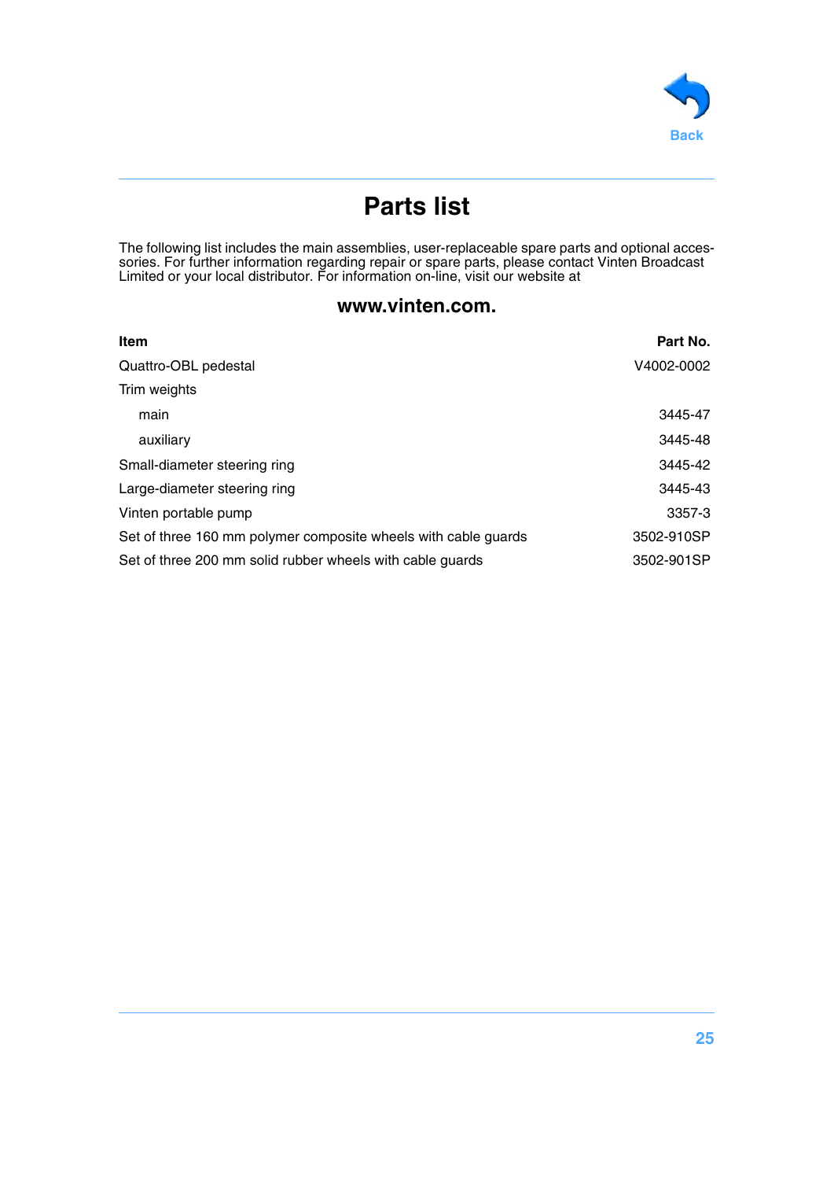# Parts list

The following list includes the main assemblies, user-replaceable spare parts and optional accessories. For further information regarding repair or spare parts, please contact Vinten Broadcast Limited or your local distributor. For information on-line, visit our website at

**www.vinten.com.**

| Item | Part No. |
|---|---|
| Quattro-OBL pedestal | V4002-0002 |
| Trim weights | |
| main | 3445-47 |
| auxiliary | 3445-48 |
| Small-diameter steering ring | 3445-42 |
| Large-diameter steering ring | 3445-43 |
| Vinten portable pump | 3357-3 |
| Set of three 160 mm polymer composite wheels with cable guards | 3502-910SP |
| Set of three 200 mm solid rubber wheels with cable guards | 3502-901SP |